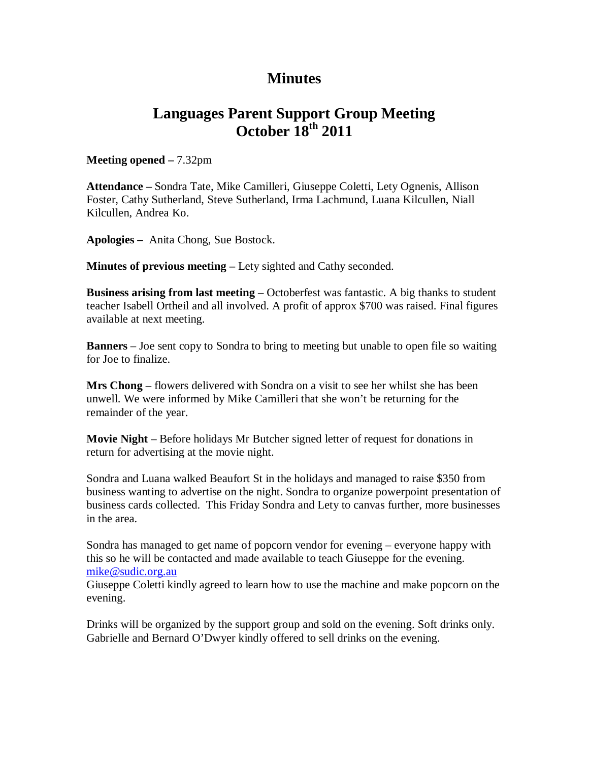# Minutes

## Languages Parent Support Group Meeting October 18th 2011

**Meeting opened –** 7.32pm

**Attendance –** Sondra Tate, Mike Camilleri, Giuseppe Coletti, Lety Ognenis, Allison Foster, Cathy Sutherland, Steve Sutherland, Irma Lachmund, Luana Kilcullen, Niall Kilcullen, Andrea Ko.

**Apologies –** Anita Chong, Sue Bostock.

**Minutes of previous meeting –** Lety sighted and Cathy seconded.

**Business arising from last meeting** – Octoberfest was fantastic. A big thanks to student teacher Isabell Ortheil and all involved. A profit of approx $700 was raised. Final figures available at next meeting.

**Banners** – Joe sent copy to Sondra to bring to meeting but unable to open file so waiting for Joe to finalize.

**Mrs Chong** – flowers delivered with Sondra on a visit to see her whilst she has been unwell. We were informed by Mike Camilleri that she won't be returning for the remainder of the year.

**Movie Night** – Before holidays Mr Butcher signed letter of request for donations in return for advertising at the movie night.

Sondra and Luana walked Beaufort St in the holidays and managed to raise $350 from business wanting to advertise on the night. Sondra to organize powerpoint presentation of business cards collected. This Friday Sondra and Lety to canvas further, more businesses in the area.

Sondra has managed to get name of popcorn vendor for evening – everyone happy with this so he will be contacted and made available to teach Giuseppe for the evening. mike@sudic.org.au
Giuseppe Coletti kindly agreed to learn how to use the machine and make popcorn on the evening.

Drinks will be organized by the support group and sold on the evening. Soft drinks only. Gabrielle and Bernard O'Dwyer kindly offered to sell drinks on the evening.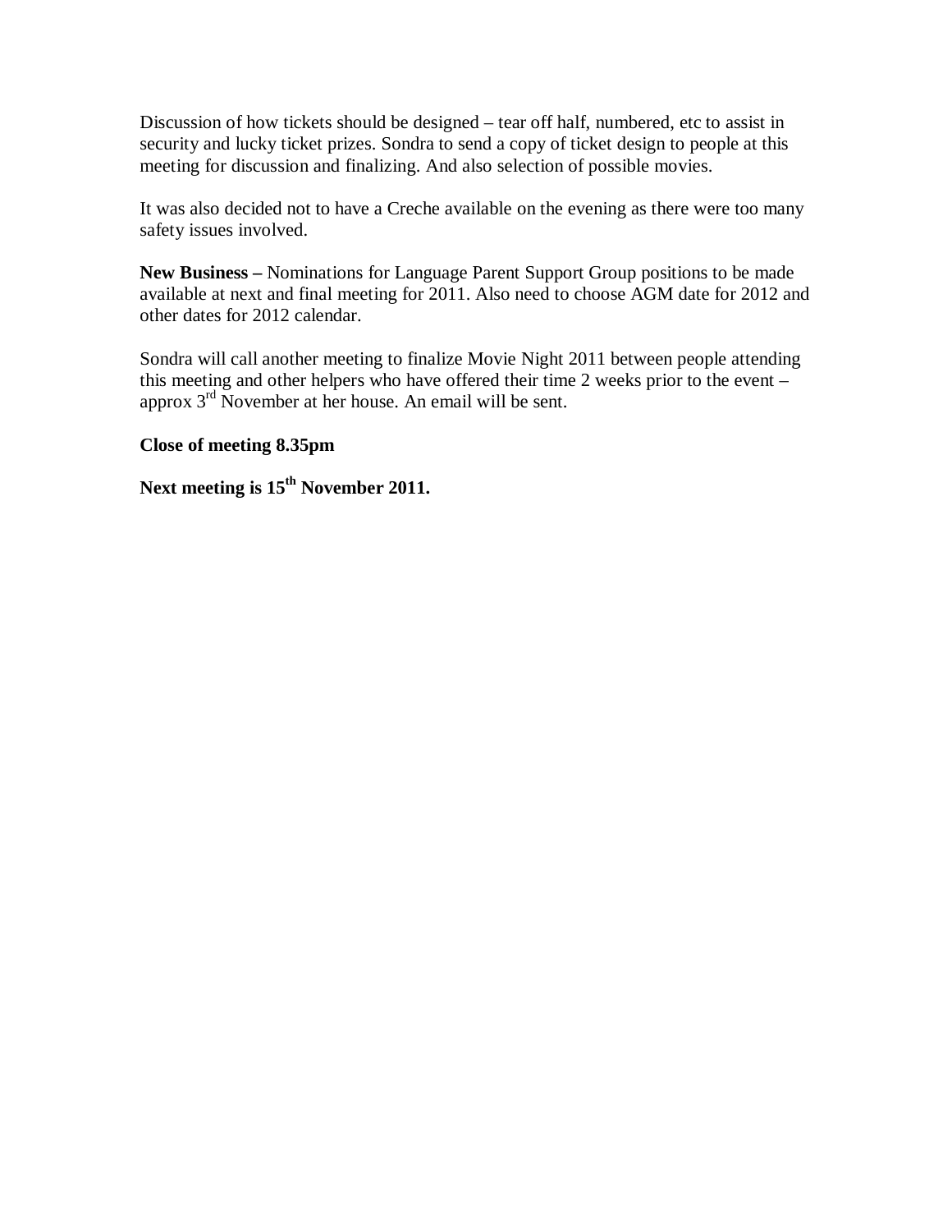Discussion of how tickets should be designed – tear off half, numbered, etc to assist in security and lucky ticket prizes. Sondra to send a copy of ticket design to people at this meeting for discussion and finalizing. And also selection of possible movies.

It was also decided not to have a Creche available on the evening as there were too many safety issues involved.

**New Business –** Nominations for Language Parent Support Group positions to be made available at next and final meeting for 2011. Also need to choose AGM date for 2012 and other dates for 2012 calendar.

Sondra will call another meeting to finalize Movie Night 2011 between people attending this meeting and other helpers who have offered their time 2 weeks prior to the event – approx 3rd November at her house. An email will be sent.

**Close of meeting 8.35pm**

**Next meeting is 15th November 2011.**